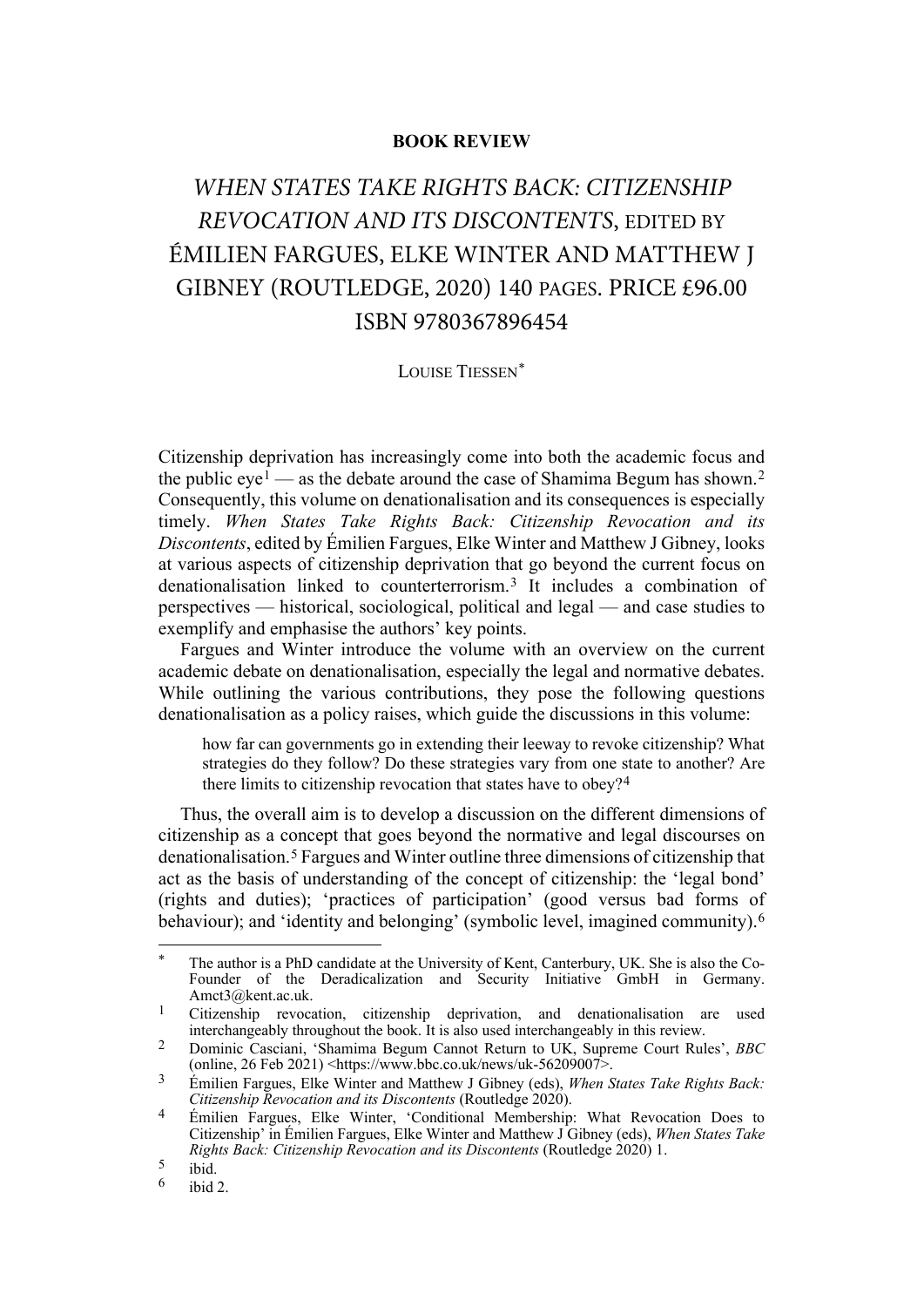**BOOK REVIEW**

# *WHEN STATES TAKE RIGHTS BACK: CITIZENSHIP REVOCATION AND ITS DISCONTENTS*, EDITED BY ÉMILIEN FARGUES, ELKE WINTER AND MATTHEW J GIBNEY (ROUTLEDGE, 2020) 140 PAGES. PRICE £96.00 ISBN 9780367896454

LOUISE TIESSEN[*]

Citizenship deprivation has increasingly come into both the academic focus and the public eye[1] — as the debate around the case of Shamima Begum has shown.[2] Consequently, this volume on denationalisation and its consequences is especially timely. *When States Take Rights Back: Citizenship Revocation and its Discontents*, edited by Émilien Fargues, Elke Winter and Matthew J Gibney, looks at various aspects of citizenship deprivation that go beyond the current focus on denationalisation linked to counterterrorism.[3] It includes a combination of perspectives — historical, sociological, political and legal — and case studies to exemplify and emphasise the authors' key points.

Fargues and Winter introduce the volume with an overview on the current academic debate on denationalisation, especially the legal and normative debates. While outlining the various contributions, they pose the following questions denationalisation as a policy raises, which guide the discussions in this volume:

> how far can governments go in extending their leeway to revoke citizenship? What strategies do they follow? Do these strategies vary from one state to another? Are there limits to citizenship revocation that states have to obey?[4]

Thus, the overall aim is to develop a discussion on the different dimensions of citizenship as a concept that goes beyond the normative and legal discourses on denationalisation.[5] Fargues and Winter outline three dimensions of citizenship that act as the basis of understanding of the concept of citizenship: the 'legal bond' (rights and duties); 'practices of participation' (good versus bad forms of behaviour); and 'identity and belonging' (symbolic level, imagined community).[6]

---

[*] The author is a PhD candidate at the University of Kent, Canterbury, UK. She is also the Co-Founder of the Deradicalization and Security Initiative GmbH in Germany. Amct3@kent.ac.uk.

[1] Citizenship revocation, citizenship deprivation, and denationalisation are used interchangeably throughout the book. It is also used interchangeably in this review.

[2] Dominic Casciani, 'Shamima Begum Cannot Return to UK, Supreme Court Rules', *BBC* (online, 26 Feb 2021) <https://www.bbc.co.uk/news/uk-56209007>.

[3] Émilien Fargues, Elke Winter and Matthew J Gibney (eds), *When States Take Rights Back: Citizenship Revocation and its Discontents* (Routledge 2020).

[4] Émilien Fargues, Elke Winter, 'Conditional Membership: What Revocation Does to Citizenship' in Émilien Fargues, Elke Winter and Matthew J Gibney (eds), *When States Take Rights Back: Citizenship Revocation and its Discontents* (Routledge 2020) 1.

[5] ibid.

[6] ibid 2.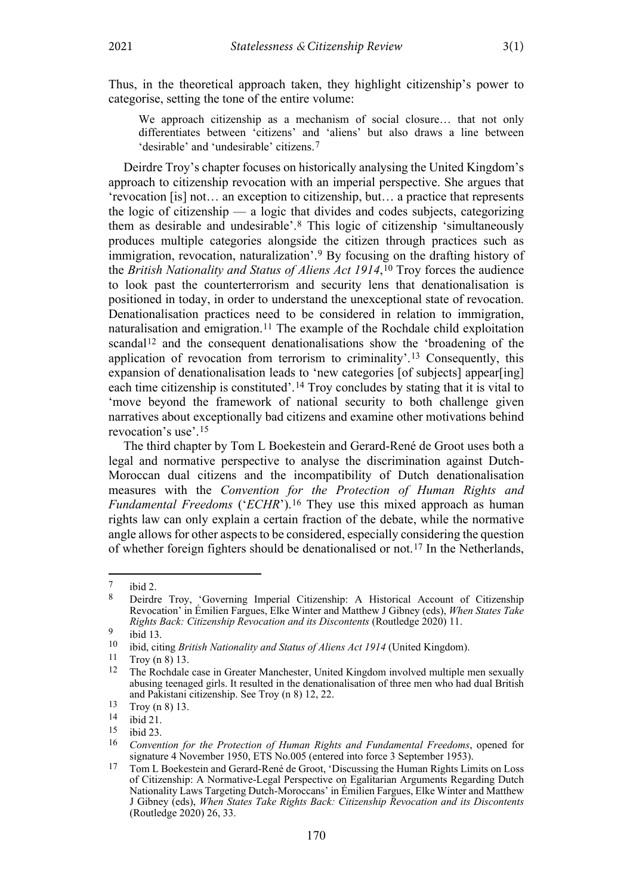Thus, in the theoretical approach taken, they highlight citizenship's power to categorise, setting the tone of the entire volume:

> We approach citizenship as a mechanism of social closure… that not only differentiates between 'citizens' and 'aliens' but also draws a line between 'desirable' and 'undesirable' citizens.[7]

Deirdre Troy's chapter focuses on historically analysing the United Kingdom's approach to citizenship revocation with an imperial perspective. She argues that 'revocation [is] not… an exception to citizenship, but… a practice that represents the logic of citizenship — a logic that divides and codes subjects, categorizing them as desirable and undesirable'.[8] This logic of citizenship 'simultaneously produces multiple categories alongside the citizen through practices such as immigration, revocation, naturalization'.[9] By focusing on the drafting history of the *British Nationality and Status of Aliens Act 1914*,[10] Troy forces the audience to look past the counterterrorism and security lens that denationalisation is positioned in today, in order to understand the unexceptional state of revocation. Denationalisation practices need to be considered in relation to immigration, naturalisation and emigration.[11] The example of the Rochdale child exploitation scandal[12] and the consequent denationalisations show the 'broadening of the application of revocation from terrorism to criminality'.[13] Consequently, this expansion of denationalisation leads to 'new categories [of subjects] appear[ing] each time citizenship is constituted'.[14] Troy concludes by stating that it is vital to 'move beyond the framework of national security to both challenge given narratives about exceptionally bad citizens and examine other motivations behind revocation's use'.[15]

The third chapter by Tom L Boekestein and Gerard-René de Groot uses both a legal and normative perspective to analyse the discrimination against Dutch-Moroccan dual citizens and the incompatibility of Dutch denationalisation measures with the *Convention for the Protection of Human Rights and Fundamental Freedoms* ('*ECHR*').[16] They use this mixed approach as human rights law can only explain a certain fraction of the debate, while the normative angle allows for other aspects to be considered, especially considering the question of whether foreign fighters should be denationalised or not.[17] In the Netherlands,

---

[7] ibid 2.

[8] Deirdre Troy, 'Governing Imperial Citizenship: A Historical Account of Citizenship Revocation' in Émilien Fargues, Elke Winter and Matthew J Gibney (eds), *When States Take Rights Back: Citizenship Revocation and its Discontents* (Routledge 2020) 11.

[9] ibid 13.

[10] ibid, citing *British Nationality and Status of Aliens Act 1914* (United Kingdom).

[11] Troy (n 8) 13.

[12] The Rochdale case in Greater Manchester, United Kingdom involved multiple men sexually abusing teenaged girls. It resulted in the denationalisation of three men who had dual British and Pakistani citizenship. See Troy (n 8) 12, 22.

[13] Troy (n 8) 13.

[14] ibid 21.

[15] ibid 23.

[16] *Convention for the Protection of Human Rights and Fundamental Freedoms*, opened for signature 4 November 1950, ETS No.005 (entered into force 3 September 1953).

[17] Tom L Boekestein and Gerard-René de Groot, 'Discussing the Human Rights Limits on Loss of Citizenship: A Normative-Legal Perspective on Egalitarian Arguments Regarding Dutch Nationality Laws Targeting Dutch-Moroccans' in Émilien Fargues, Elke Winter and Matthew J Gibney (eds), *When States Take Rights Back: Citizenship Revocation and its Discontents* (Routledge 2020) 26, 33.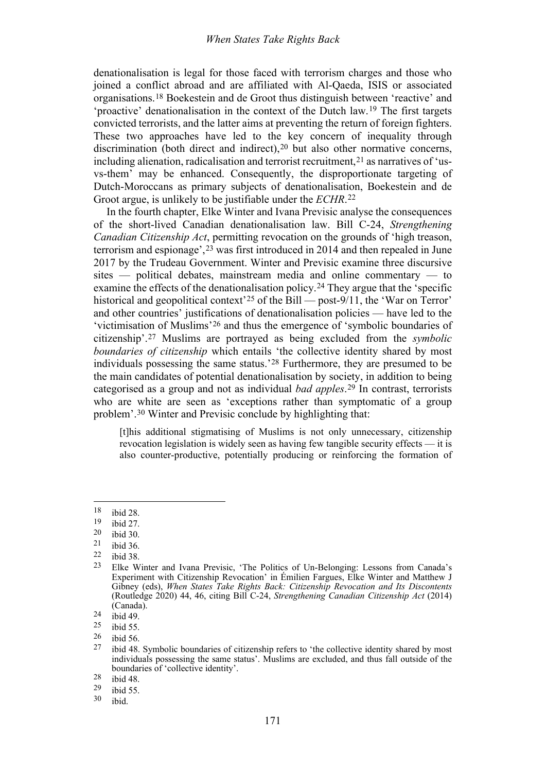denationalisation is legal for those faced with terrorism charges and those who joined a conflict abroad and are affiliated with Al-Qaeda, ISIS or associated organisations.[18] Boekestein and de Groot thus distinguish between 'reactive' and 'proactive' denationalisation in the context of the Dutch law.[19] The first targets convicted terrorists, and the latter aims at preventing the return of foreign fighters. These two approaches have led to the key concern of inequality through discrimination (both direct and indirect),[20] but also other normative concerns, including alienation, radicalisation and terrorist recruitment,[21] as narratives of 'us-vs-them' may be enhanced. Consequently, the disproportionate targeting of Dutch-Moroccans as primary subjects of denationalisation, Boekestein and de Groot argue, is unlikely to be justifiable under the *ECHR*.[22]

In the fourth chapter, Elke Winter and Ivana Previsic analyse the consequences of the short-lived Canadian denationalisation law. Bill C-24, *Strengthening Canadian Citizenship Act*, permitting revocation on the grounds of 'high treason, terrorism and espionage',[23] was first introduced in 2014 and then repealed in June 2017 by the Trudeau Government. Winter and Previsic examine three discursive sites — political debates, mainstream media and online commentary — to examine the effects of the denationalisation policy.[24] They argue that the 'specific historical and geopolitical context'[25] of the Bill — post-9/11, the 'War on Terror' and other countries' justifications of denationalisation policies — have led to the 'victimisation of Muslims'[26] and thus the emergence of 'symbolic boundaries of citizenship'.[27] Muslims are portrayed as being excluded from the *symbolic boundaries of citizenship* which entails 'the collective identity shared by most individuals possessing the same status.'[28] Furthermore, they are presumed to be the main candidates of potential denationalisation by society, in addition to being categorised as a group and not as individual *bad apples*.[29] In contrast, terrorists who are white are seen as 'exceptions rather than symptomatic of a group problem'.[30] Winter and Previsic conclude by highlighting that:

> [t]his additional stigmatising of Muslims is not only unnecessary, citizenship revocation legislation is widely seen as having few tangible security effects — it is also counter-productive, potentially producing or reinforcing the formation of

---

18 ibid 28.

19 ibid 27.

20 ibid 30.

21 ibid 36.

22 ibid 38.

23 Elke Winter and Ivana Previsic, 'The Politics of Un-Belonging: Lessons from Canada's Experiment with Citizenship Revocation' in Émilien Fargues, Elke Winter and Matthew J Gibney (eds), *When States Take Rights Back: Citizenship Revocation and Its Discontents* (Routledge 2020) 44, 46, citing Bill C-24, *Strengthening Canadian Citizenship Act* (2014) (Canada).

24 ibid 49.

25 ibid 55.

26 ibid 56.

27 ibid 48. Symbolic boundaries of citizenship refers to 'the collective identity shared by most individuals possessing the same status'. Muslims are excluded, and thus fall outside of the boundaries of 'collective identity'.

28 ibid 48.

29 ibid 55.

30 ibid.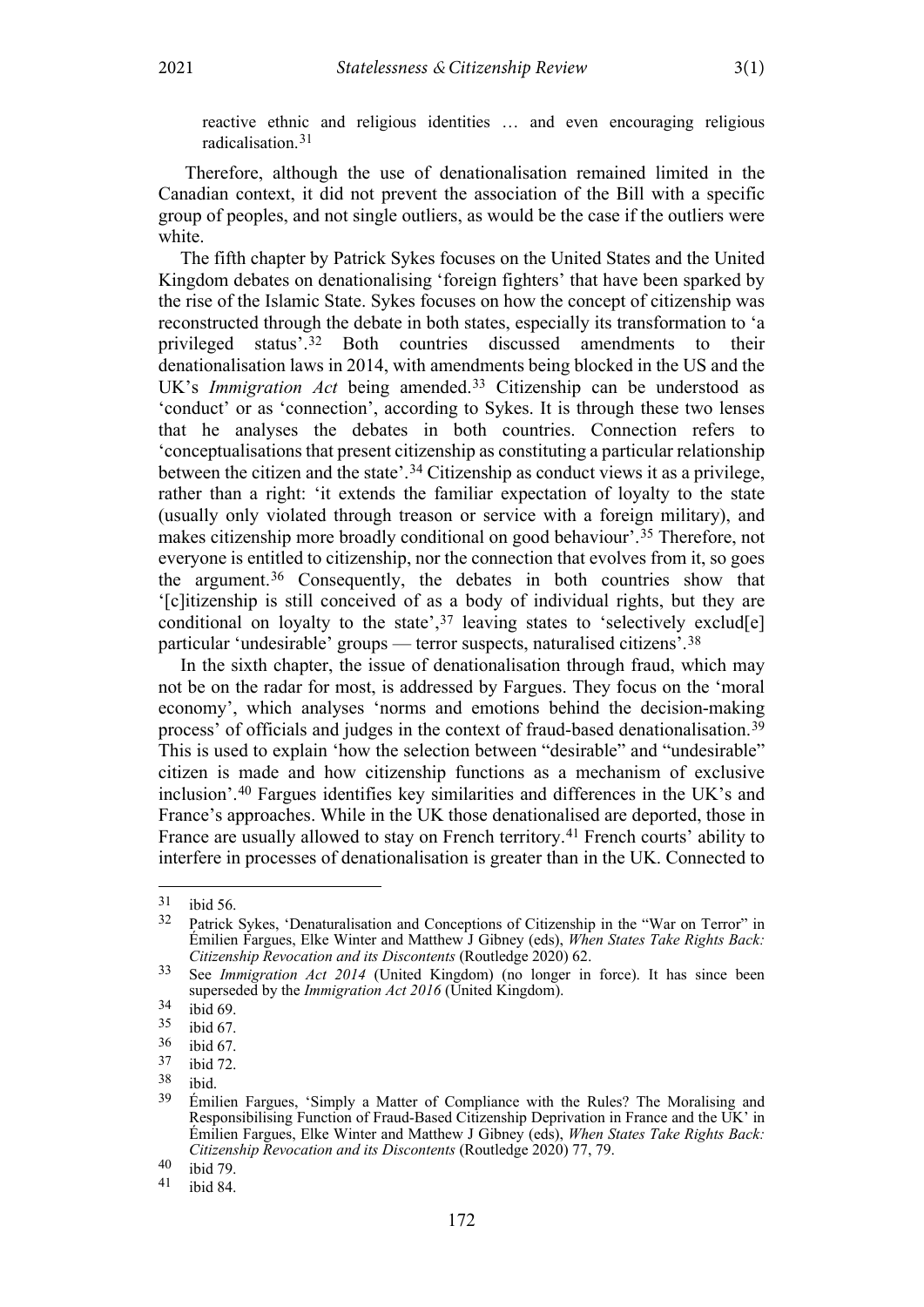reactive ethnic and religious identities … and even encouraging religious radicalisation.[31]

Therefore, although the use of denationalisation remained limited in the Canadian context, it did not prevent the association of the Bill with a specific group of peoples, and not single outliers, as would be the case if the outliers were white.

The fifth chapter by Patrick Sykes focuses on the United States and the United Kingdom debates on denationalising 'foreign fighters' that have been sparked by the rise of the Islamic State. Sykes focuses on how the concept of citizenship was reconstructed through the debate in both states, especially its transformation to 'a privileged status'.[32] Both countries discussed amendments to their denationalisation laws in 2014, with amendments being blocked in the US and the UK's *Immigration Act* being amended.[33] Citizenship can be understood as 'conduct' or as 'connection', according to Sykes. It is through these two lenses that he analyses the debates in both countries. Connection refers to 'conceptualisations that present citizenship as constituting a particular relationship between the citizen and the state'.[34] Citizenship as conduct views it as a privilege, rather than a right: 'it extends the familiar expectation of loyalty to the state (usually only violated through treason or service with a foreign military), and makes citizenship more broadly conditional on good behaviour'.[35] Therefore, not everyone is entitled to citizenship, nor the connection that evolves from it, so goes the argument.[36] Consequently, the debates in both countries show that '[c]itizenship is still conceived of as a body of individual rights, but they are conditional on loyalty to the state',[37] leaving states to 'selectively exclud[e] particular 'undesirable' groups — terror suspects, naturalised citizens'.[38]

In the sixth chapter, the issue of denationalisation through fraud, which may not be on the radar for most, is addressed by Fargues. They focus on the 'moral economy', which analyses 'norms and emotions behind the decision-making process' of officials and judges in the context of fraud-based denationalisation.[39] This is used to explain 'how the selection between "desirable" and "undesirable" citizen is made and how citizenship functions as a mechanism of exclusive inclusion'.[40] Fargues identifies key similarities and differences in the UK's and France's approaches. While in the UK those denationalised are deported, those in France are usually allowed to stay on French territory.[41] French courts' ability to interfere in processes of denationalisation is greater than in the UK. Connected to

---

[31] ibid 56.

[32] Patrick Sykes, 'Denaturalisation and Conceptions of Citizenship in the "War on Terror" in Émilien Fargues, Elke Winter and Matthew J Gibney (eds), *When States Take Rights Back: Citizenship Revocation and its Discontents* (Routledge 2020) 62.

[33] See *Immigration Act 2014* (United Kingdom) (no longer in force). It has since been superseded by the *Immigration Act 2016* (United Kingdom).

[34] ibid 69.

[35] ibid 67.

[36] ibid 67.

[37] ibid 72.

[38] ibid.

[39] Émilien Fargues, 'Simply a Matter of Compliance with the Rules? The Moralising and Responsibilising Function of Fraud-Based Citizenship Deprivation in France and the UK' in Émilien Fargues, Elke Winter and Matthew J Gibney (eds), *When States Take Rights Back: Citizenship Revocation and its Discontents* (Routledge 2020) 77, 79.

[40] ibid 79.

[41] ibid 84.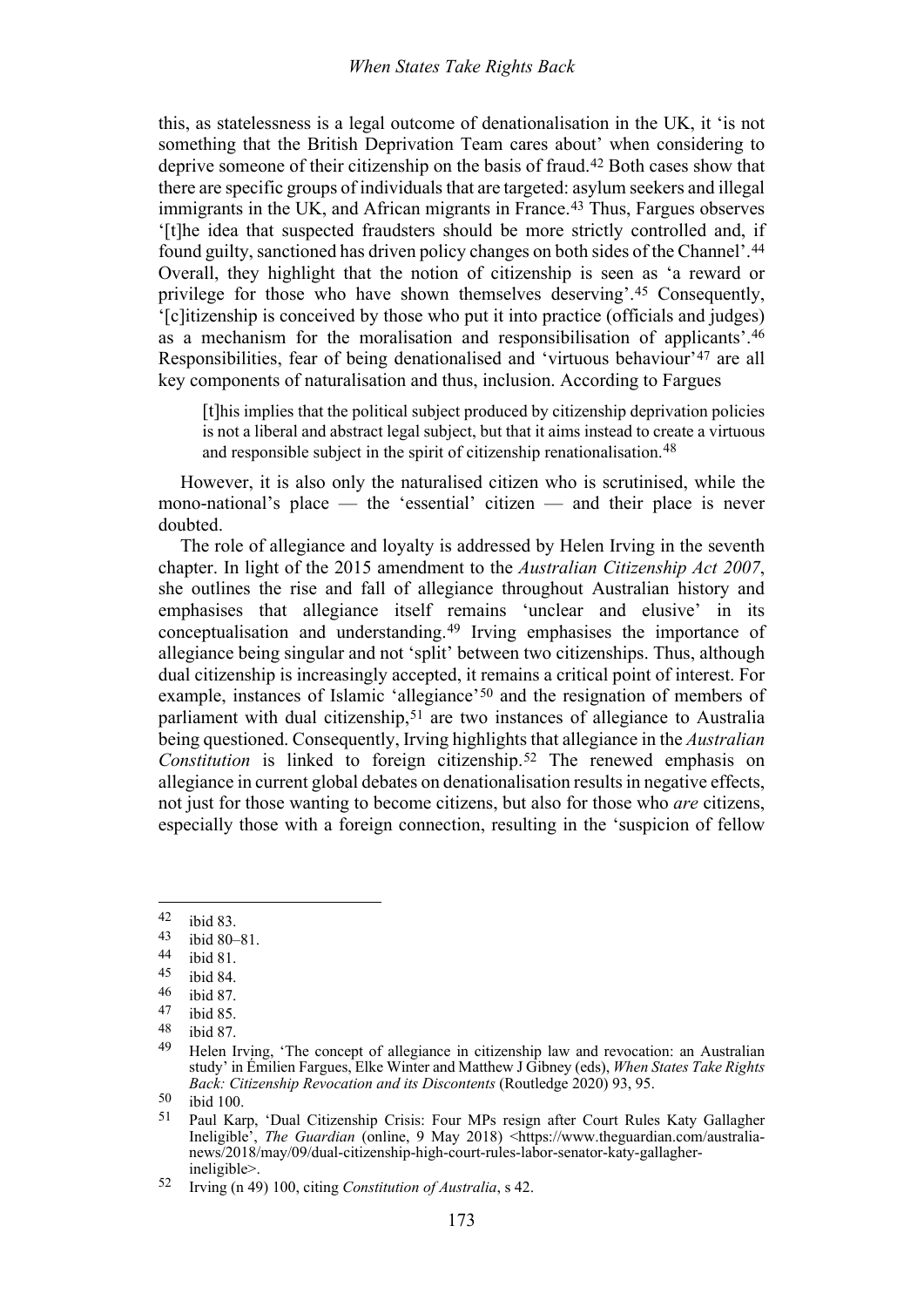this, as statelessness is a legal outcome of denationalisation in the UK, it 'is not something that the British Deprivation Team cares about' when considering to deprive someone of their citizenship on the basis of fraud.[42] Both cases show that there are specific groups of individuals that are targeted: asylum seekers and illegal immigrants in the UK, and African migrants in France.[43] Thus, Fargues observes '[t]he idea that suspected fraudsters should be more strictly controlled and, if found guilty, sanctioned has driven policy changes on both sides of the Channel'.[44] Overall, they highlight that the notion of citizenship is seen as 'a reward or privilege for those who have shown themselves deserving'.[45] Consequently, '[c]itizenship is conceived by those who put it into practice (officials and judges) as a mechanism for the moralisation and responsibilisation of applicants'.[46] Responsibilities, fear of being denationalised and 'virtuous behaviour'[47] are all key components of naturalisation and thus, inclusion. According to Fargues

> [t]his implies that the political subject produced by citizenship deprivation policies is not a liberal and abstract legal subject, but that it aims instead to create a virtuous and responsible subject in the spirit of citizenship renationalisation.[48]

However, it is also only the naturalised citizen who is scrutinised, while the mono-national's place — the 'essential' citizen — and their place is never doubted.

The role of allegiance and loyalty is addressed by Helen Irving in the seventh chapter. In light of the 2015 amendment to the *Australian Citizenship Act 2007*, she outlines the rise and fall of allegiance throughout Australian history and emphasises that allegiance itself remains 'unclear and elusive' in its conceptualisation and understanding.[49] Irving emphasises the importance of allegiance being singular and not 'split' between two citizenships. Thus, although dual citizenship is increasingly accepted, it remains a critical point of interest. For example, instances of Islamic 'allegiance'[50] and the resignation of members of parliament with dual citizenship,[51] are two instances of allegiance to Australia being questioned. Consequently, Irving highlights that allegiance in the *Australian Constitution* is linked to foreign citizenship.[52] The renewed emphasis on allegiance in current global debates on denationalisation results in negative effects, not just for those wanting to become citizens, but also for those who *are* citizens, especially those with a foreign connection, resulting in the 'suspicion of fellow

---

42 ibid 83.

43 ibid 80–81.

44 ibid 81.

45 ibid 84.

46 ibid 87.

47 ibid 85.

48 ibid 87.

49 Helen Irving, 'The concept of allegiance in citizenship law and revocation: an Australian study' in Émilien Fargues, Elke Winter and Matthew J Gibney (eds), *When States Take Rights Back: Citizenship Revocation and its Discontents* (Routledge 2020) 93, 95.

50 ibid 100.

51 Paul Karp, 'Dual Citizenship Crisis: Four MPs resign after Court Rules Katy Gallagher Ineligible', *The Guardian* (online, 9 May 2018) <https://www.theguardian.com/australia-news/2018/may/09/dual-citizenship-high-court-rules-labor-senator-katy-gallagher-ineligible>.

52 Irving (n 49) 100, citing *Constitution of Australia*, s 42.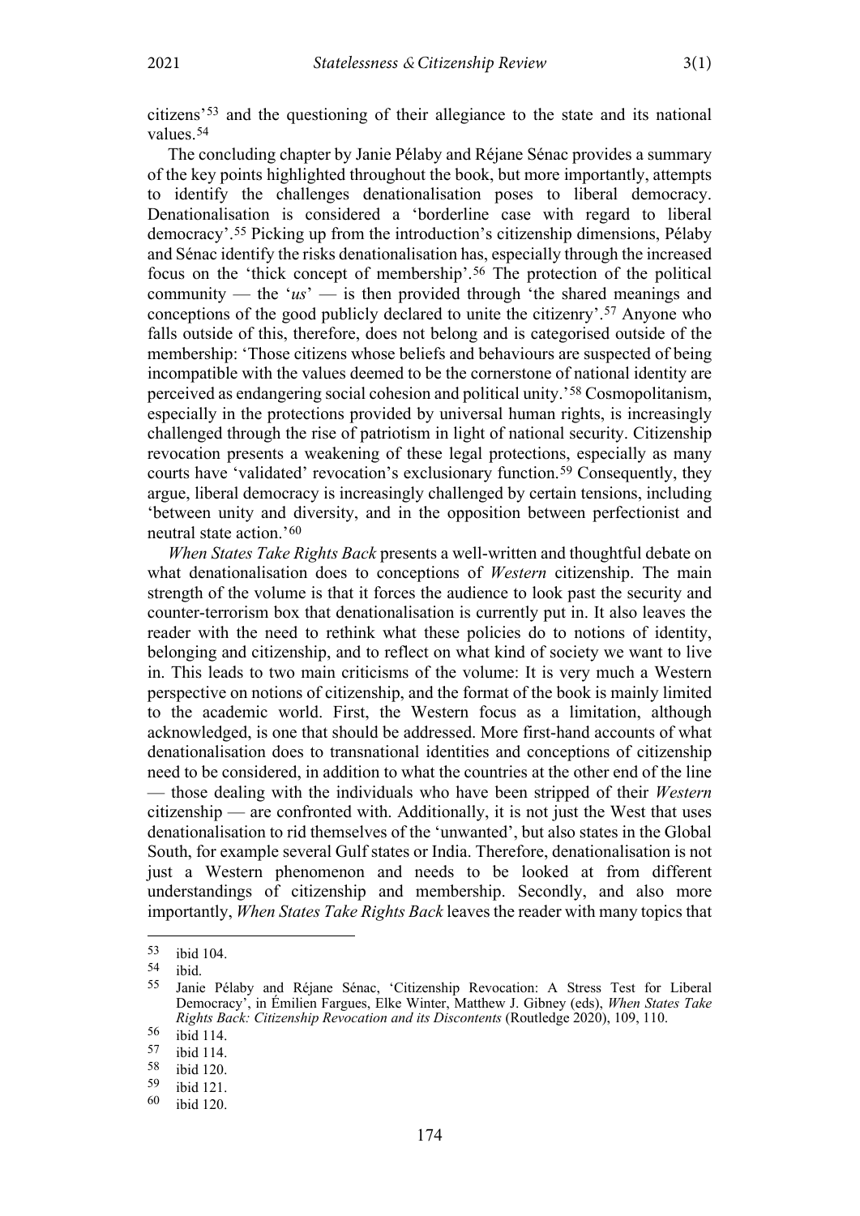citizens'[53] and the questioning of their allegiance to the state and its national values.[54]

The concluding chapter by Janie Pélaby and Réjane Sénac provides a summary of the key points highlighted throughout the book, but more importantly, attempts to identify the challenges denationalisation poses to liberal democracy. Denationalisation is considered a 'borderline case with regard to liberal democracy'.[55] Picking up from the introduction's citizenship dimensions, Pélaby and Sénac identify the risks denationalisation has, especially through the increased focus on the 'thick concept of membership'.[56] The protection of the political community — the '*us*' — is then provided through 'the shared meanings and conceptions of the good publicly declared to unite the citizenry'.[57] Anyone who falls outside of this, therefore, does not belong and is categorised outside of the membership: 'Those citizens whose beliefs and behaviours are suspected of being incompatible with the values deemed to be the cornerstone of national identity are perceived as endangering social cohesion and political unity.'[58] Cosmopolitanism, especially in the protections provided by universal human rights, is increasingly challenged through the rise of patriotism in light of national security. Citizenship revocation presents a weakening of these legal protections, especially as many courts have 'validated' revocation's exclusionary function.[59] Consequently, they argue, liberal democracy is increasingly challenged by certain tensions, including 'between unity and diversity, and in the opposition between perfectionist and neutral state action.'[60]

*When States Take Rights Back* presents a well-written and thoughtful debate on what denationalisation does to conceptions of *Western* citizenship. The main strength of the volume is that it forces the audience to look past the security and counter-terrorism box that denationalisation is currently put in. It also leaves the reader with the need to rethink what these policies do to notions of identity, belonging and citizenship, and to reflect on what kind of society we want to live in. This leads to two main criticisms of the volume: It is very much a Western perspective on notions of citizenship, and the format of the book is mainly limited to the academic world. First, the Western focus as a limitation, although acknowledged, is one that should be addressed. More first-hand accounts of what denationalisation does to transnational identities and conceptions of citizenship need to be considered, in addition to what the countries at the other end of the line — those dealing with the individuals who have been stripped of their *Western* citizenship — are confronted with. Additionally, it is not just the West that uses denationalisation to rid themselves of the 'unwanted', but also states in the Global South, for example several Gulf states or India. Therefore, denationalisation is not just a Western phenomenon and needs to be looked at from different understandings of citizenship and membership. Secondly, and also more importantly, *When States Take Rights Back* leaves the reader with many topics that

---

[53] ibid 104.

[54] ibid.

[55] Janie Pélaby and Réjane Sénac, 'Citizenship Revocation: A Stress Test for Liberal Democracy', in Émilien Fargues, Elke Winter, Matthew J. Gibney (eds), *When States Take Rights Back: Citizenship Revocation and its Discontents* (Routledge 2020), 109, 110.

[56] ibid 114.

[57] ibid 114.

[58] ibid 120.

[59] ibid 121.

[60] ibid 120.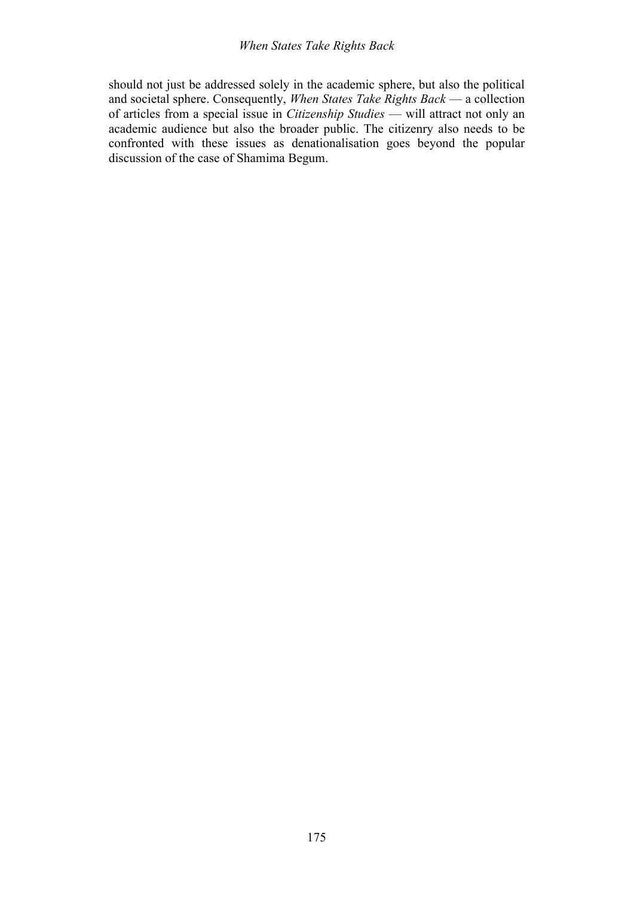should not just be addressed solely in the academic sphere, but also the political and societal sphere. Consequently, *When States Take Rights Back* — a collection of articles from a special issue in *Citizenship Studies* — will attract not only an academic audience but also the broader public. The citizenry also needs to be confronted with these issues as denationalisation goes beyond the popular discussion of the case of Shamima Begum.